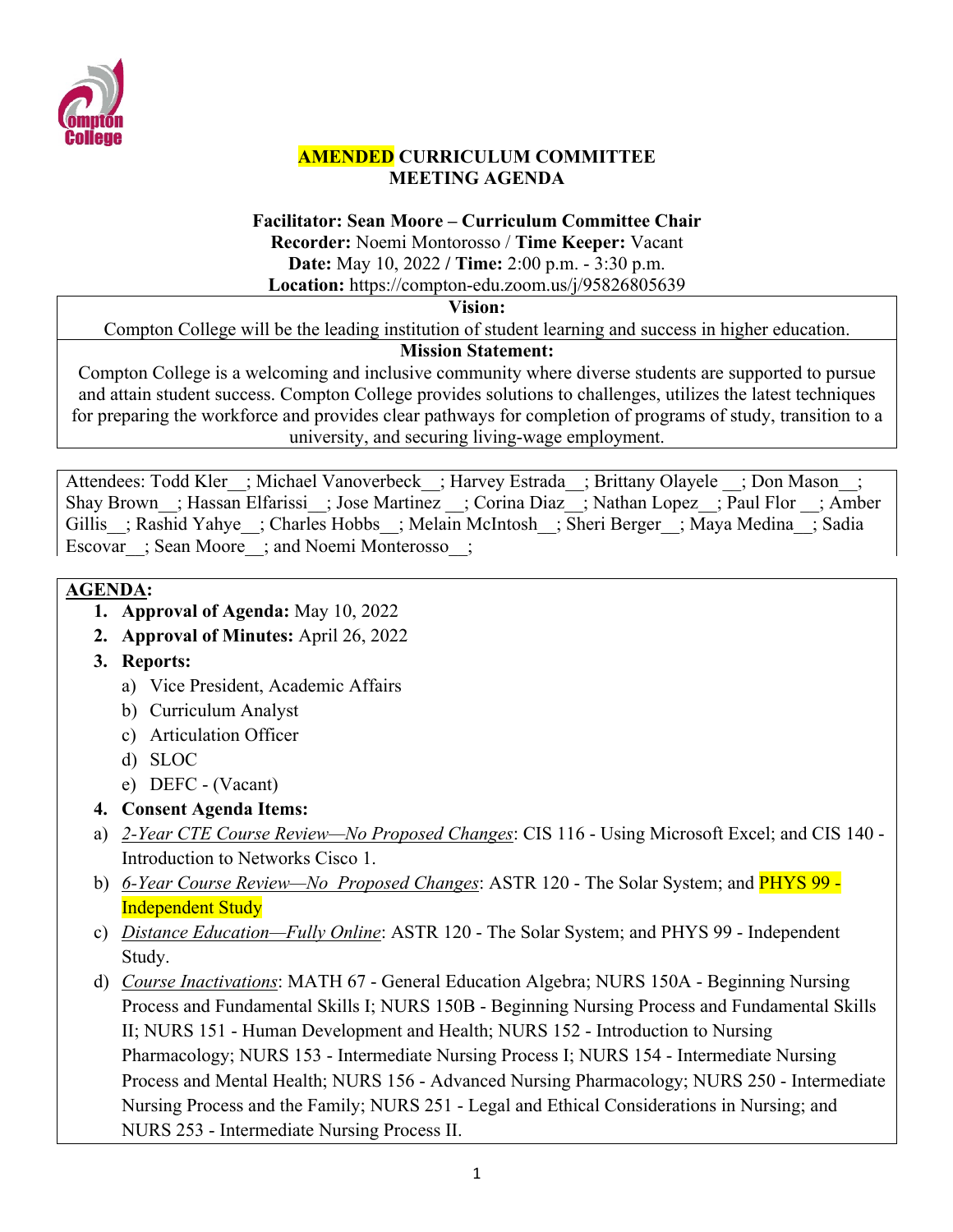# AMENDED CURRICULUM COMMITTEE MEETING AGENDA

**Facilitator: Sean Moore – Curriculum Committee Chair**
**Recorder:** Noemi Montorosso / **Time Keeper:** Vacant
**Date:** May 10, 2022 / **Time:** 2:00 p.m. - 3:30 p.m.
**Location:** https://compton-edu.zoom.us/j/95826805639

**Vision:**
Compton College will be the leading institution of student learning and success in higher education.

**Mission Statement:**
Compton College is a welcoming and inclusive community where diverse students are supported to pursue and attain student success. Compton College provides solutions to challenges, utilizes the latest techniques for preparing the workforce and provides clear pathways for completion of programs of study, transition to a university, and securing living-wage employment.

Attendees: Todd Kler__; Michael Vanoverbeck__; Harvey Estrada__; Brittany Olayele __; Don Mason__; Shay Brown__; Hassan Elfarissi__; Jose Martinez __; Corina Diaz__; Nathan Lopez__; Paul Flor __; Amber Gillis__; Rashid Yahye__; Charles Hobbs__; Melain McIntosh__; Sheri Berger__; Maya Medina__; Sadia Escovar__; Sean Moore__; and Noemi Monterosso__;

**AGENDA:**

1. **Approval of Agenda:** May 10, 2022
2. **Approval of Minutes:** April 26, 2022
3. **Reports:**
   a) Vice President, Academic Affairs
   b) Curriculum Analyst
   c) Articulation Officer
   d) SLOC
   e) DEFC - (Vacant)
4. **Consent Agenda Items:**

a) *2-Year CTE Course Review—No Proposed Changes*: CIS 116 - Using Microsoft Excel; and CIS 140 - Introduction to Networks Cisco 1.

b) *6-Year Course Review—No Proposed Changes*: ASTR 120 - The Solar System; and PHYS 99 - Independent Study

c) *Distance Education—Fully Online*: ASTR 120 - The Solar System; and PHYS 99 - Independent Study.

d) *Course Inactivations*: MATH 67 - General Education Algebra; NURS 150A - Beginning Nursing Process and Fundamental Skills I; NURS 150B - Beginning Nursing Process and Fundamental Skills II; NURS 151 - Human Development and Health; NURS 152 - Introduction to Nursing Pharmacology; NURS 153 - Intermediate Nursing Process I; NURS 154 - Intermediate Nursing Process and Mental Health; NURS 156 - Advanced Nursing Pharmacology; NURS 250 - Intermediate Nursing Process and the Family; NURS 251 - Legal and Ethical Considerations in Nursing; and NURS 253 - Intermediate Nursing Process II.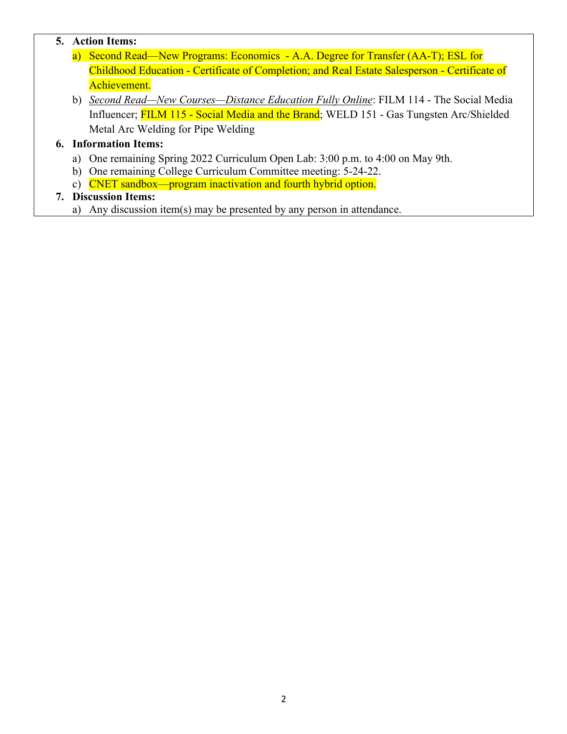5. **Action Items:**
   a) Second Read—New Programs: Economics - A.A. Degree for Transfer (AA-T); ESL for Childhood Education - Certificate of Completion; and Real Estate Salesperson - Certificate of Achievement.
   b) *Second Read—New Courses—Distance Education Fully Online*: FILM 114 - The Social Media Influencer; FILM 115 - Social Media and the Brand; WELD 151 - Gas Tungsten Arc/Shielded Metal Arc Welding for Pipe Welding
6. **Information Items:**
   a) One remaining Spring 2022 Curriculum Open Lab: 3:00 p.m. to 4:00 on May 9th.
   b) One remaining College Curriculum Committee meeting: 5-24-22.
   c) CNET sandbox—program inactivation and fourth hybrid option.
7. **Discussion Items:**
   a) Any discussion item(s) may be presented by any person in attendance.